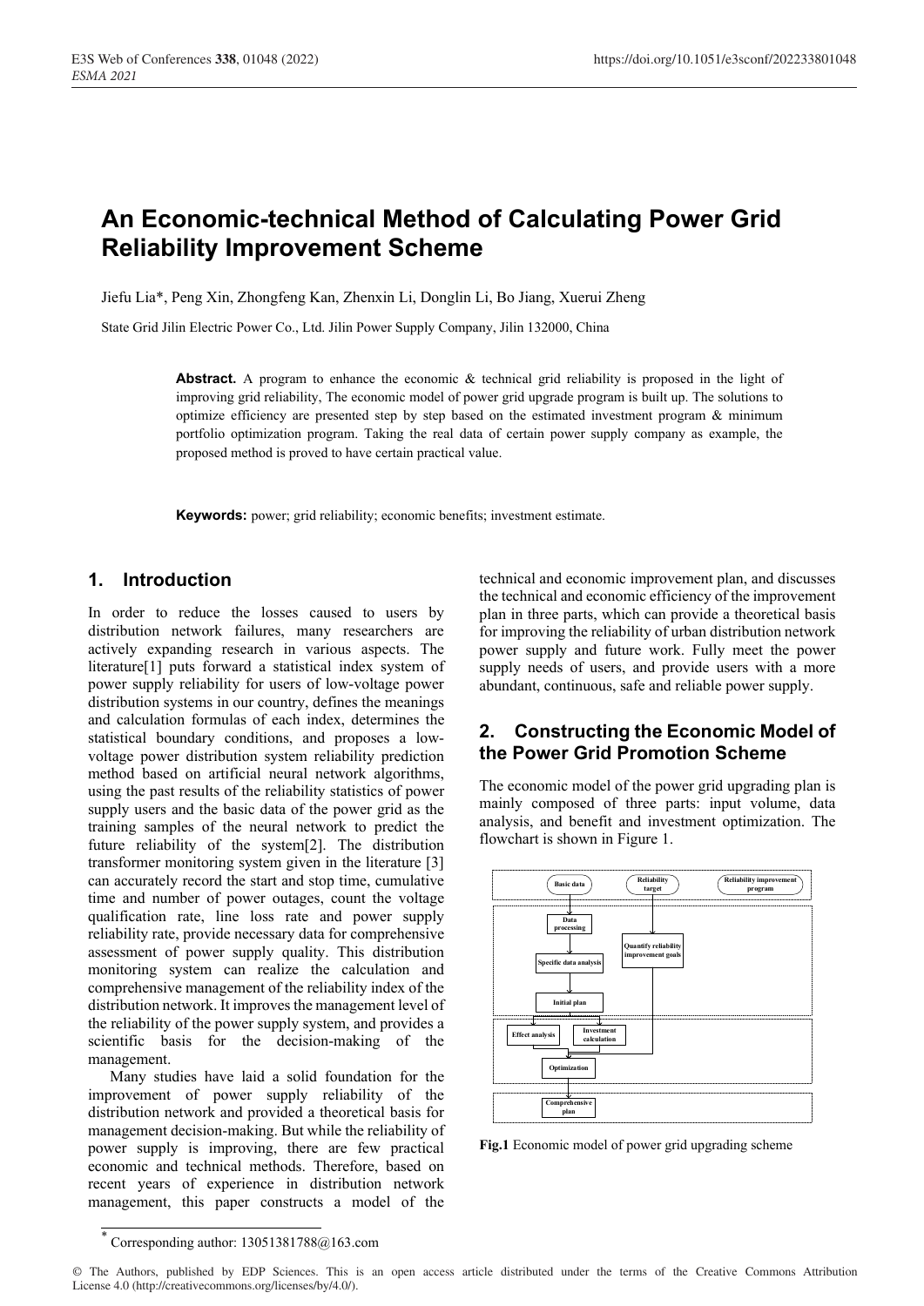# An Economic-technical Method of Calculating Power Grid Reliability Improvement Scheme

Jiefu Lia*, Peng Xin, Zhongfeng Kan, Zhenxin Li, Donglin Li, Bo Jiang, Xuerui Zheng

State Grid Jilin Electric Power Co., Ltd. Jilin Power Supply Company, Jilin 132000, China

**Abstract.** A program to enhance the economic & technical grid reliability is proposed in the light of improving grid reliability, The economic model of power grid upgrade program is built up. The solutions to optimize efficiency are presented step by step based on the estimated investment program & minimum portfolio optimization program. Taking the real data of certain power supply company as example, the proposed method is proved to have certain practical value.

**Keywords:** power; grid reliability; economic benefits; investment estimate.

## 1. Introduction

In order to reduce the losses caused to users by distribution network failures, many researchers are actively expanding research in various aspects. The literature[1] puts forward a statistical index system of power supply reliability for users of low-voltage power distribution systems in our country, defines the meanings and calculation formulas of each index, determines the statistical boundary conditions, and proposes a low-voltage power distribution system reliability prediction method based on artificial neural network algorithms, using the past results of the reliability statistics of power supply users and the basic data of the power grid as the training samples of the neural network to predict the future reliability of the system[2]. The distribution transformer monitoring system given in the literature [3] can accurately record the start and stop time, cumulative time and number of power outages, count the voltage qualification rate, line loss rate and power supply reliability rate, provide necessary data for comprehensive assessment of power supply quality. This distribution monitoring system can realize the calculation and comprehensive management of the reliability index of the distribution network. It improves the management level of the reliability of the power supply system, and provides a scientific basis for the decision-making of the management.

Many studies have laid a solid foundation for the improvement of power supply reliability of the distribution network and provided a theoretical basis for management decision-making. But while the reliability of power supply is improving, there are few practical economic and technical methods. Therefore, based on recent years of experience in distribution network management, this paper constructs a model of the technical and economic improvement plan, and discusses the technical and economic efficiency of the improvement plan in three parts, which can provide a theoretical basis for improving the reliability of urban distribution network power supply and future work. Fully meet the power supply needs of users, and provide users with a more abundant, continuous, safe and reliable power supply.

## 2. Constructing the Economic Model of the Power Grid Promotion Scheme

The economic model of the power grid upgrading plan is mainly composed of three parts: input volume, data analysis, and benefit and investment optimization. The flowchart is shown in Figure 1.

**Fig.1** Economic model of power grid upgrading scheme

---

* Corresponding author: 13051381788@163.com

© The Authors, published by EDP Sciences. This is an open access article distributed under the terms of the Creative Commons Attribution License 4.0 (http://creativecommons.org/licenses/by/4.0/).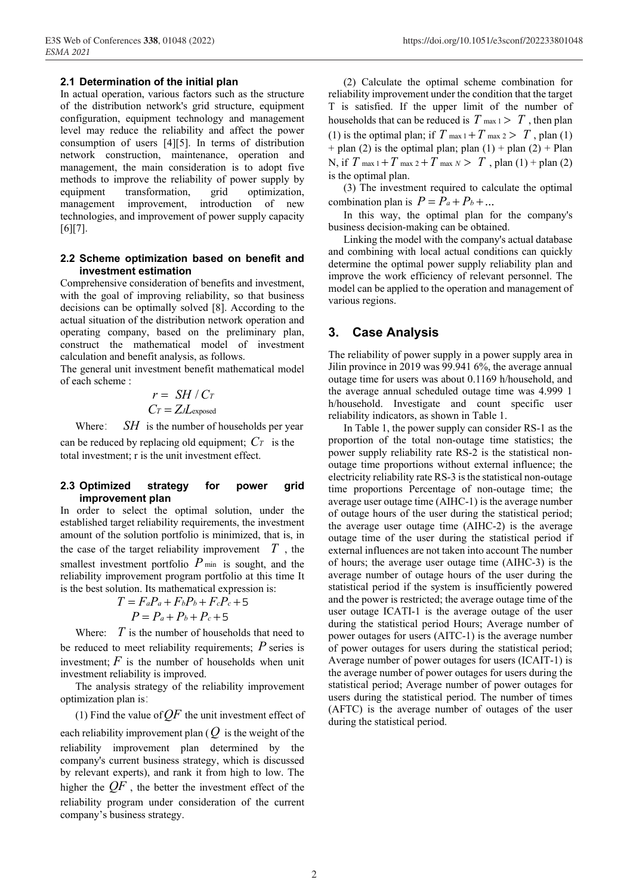### 2.1 Determination of the initial plan

In actual operation, various factors such as the structure of the distribution network's grid structure, equipment configuration, equipment technology and management level may reduce the reliability and affect the power consumption of users [4][5]. In terms of distribution network construction, maintenance, operation and management, the main consideration is to adopt five methods to improve the reliability of power supply by equipment transformation, grid optimization, management improvement, introduction of new technologies, and improvement of power supply capacity [6][7].

### 2.2 Scheme optimization based on benefit and investment estimation

Comprehensive consideration of benefits and investment, with the goal of improving reliability, so that business decisions can be optimally solved [8]. According to the actual situation of the distribution network operation and operating company, based on the preliminary plan, construct the mathematical model of investment calculation and benefit analysis, as follows.

The general unit investment benefit mathematical model of each scheme :

$$r = SH / C_T$$
$$C_T = Z_J L_{\text{exposed}}$$

Where: $SH$ is the number of households per year can be reduced by replacing old equipment; $C_T$ is the total investment; r is the unit investment effect.

### 2.3 Optimized strategy for power grid improvement plan

In order to select the optimal solution, under the established target reliability requirements, the investment amount of the solution portfolio is minimized, that is, in the case of the target reliability improvement $T$, the smallest investment portfolio $P_{\min}$ is sought, and the reliability improvement program portfolio at this time It is the best solution. Its mathematical expression is:

$$T = F_a P_a + F_b P_b + F_c P_c + 5$$
$$P = P_a + P_b + P_c + 5$$

Where: $T$ is the number of households that need to be reduced to meet reliability requirements; $P$ series is investment; $F$ is the number of households when unit investment reliability is improved.

The analysis strategy of the reliability improvement optimization plan is:

(1) Find the value of $QF$ the unit investment effect of each reliability improvement plan ($Q$ is the weight of the reliability improvement plan determined by the company's current business strategy, which is discussed by relevant experts), and rank it from high to low. The higher the $QF$, the better the investment effect of the reliability program under consideration of the current company's business strategy.

(2) Calculate the optimal scheme combination for reliability improvement under the condition that the target T is satisfied. If the upper limit of the number of households that can be reduced is $T_{\max 1} > T$, then plan (1) is the optimal plan; if $T_{\max 1} + T_{\max 2} > T$, plan (1) + plan (2) is the optimal plan; plan (1) + plan (2) + Plan N, if $T_{\max 1} + T_{\max 2} + T_{\max N} > T$, plan (1) + plan (2) is the optimal plan.

(3) The investment required to calculate the optimal combination plan is $P = P_a + P_b + \ldots$

In this way, the optimal plan for the company's business decision-making can be obtained.

Linking the model with the company's actual database and combining with local actual conditions can quickly determine the optimal power supply reliability plan and improve the work efficiency of relevant personnel. The model can be applied to the operation and management of various regions.

## 3. Case Analysis

The reliability of power supply in a power supply area in Jilin province in 2019 was 99.941 6%, the average annual outage time for users was about 0.1169 h/household, and the average annual scheduled outage time was 4.999 1 h/household. Investigate and count specific user reliability indicators, as shown in Table 1.

In Table 1, the power supply can consider RS-1 as the proportion of the total non-outage time statistics; the power supply reliability rate RS-2 is the statistical non-outage time proportions without external influence; the electricity reliability rate RS-3 is the statistical non-outage time proportions Percentage of non-outage time; the average user outage time (AIHC-1) is the average number of outage hours of the user during the statistical period; the average user outage time (AIHC-2) is the average outage time of the user during the statistical period if external influences are not taken into account The number of hours; the average user outage time (AIHC-3) is the average number of outage hours of the user during the statistical period if the system is insufficiently powered and the power is restricted; the average outage time of the user outage ICATI-1 is the average outage of the user during the statistical period Hours; Average number of power outages for users (AITC-1) is the average number of power outages for users during the statistical period; Average number of power outages for users (ICAIT-1) is the average number of power outages for users during the statistical period; Average number of power outages for users during the statistical period. The number of times (AFTC) is the average number of outages of the user during the statistical period.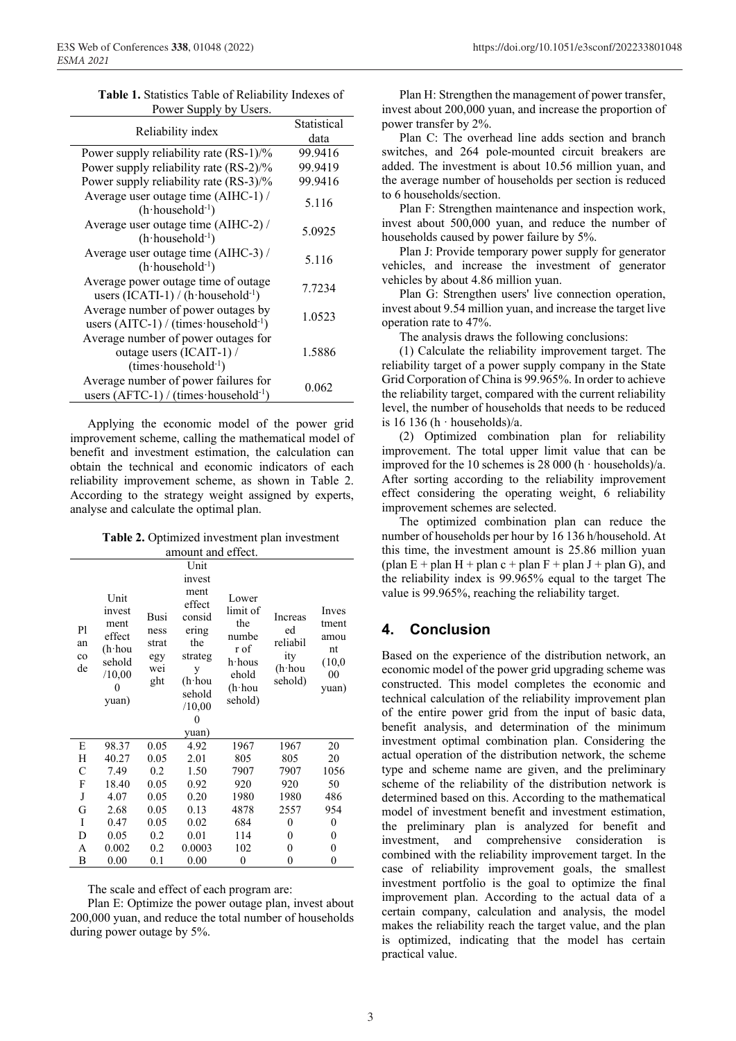**Table 1.** Statistics Table of Reliability Indexes of Power Supply by Users.

| Reliability index | Statistical data |
|---|---|
| Power supply reliability rate (RS-1)/% | 99.9416 |
| Power supply reliability rate (RS-2)/% | 99.9419 |
| Power supply reliability rate (RS-3)/% | 99.9416 |
| Average user outage time (AIHC-1) / (h·household$^{-1}$) | 5.116 |
| Average user outage time (AIHC-2) / (h·household$^{-1}$) | 5.0925 |
| Average user outage time (AIHC-3) / (h·household$^{-1}$) | 5.116 |
| Average power outage time of outage users (ICATI-1) / (h·household$^{-1}$) | 7.7234 |
| Average number of power outages by users (AITC-1) / (times·household$^{-1}$) | 1.0523 |
| Average number of power outages for outage users (ICAIT-1) / (times·household$^{-1}$) | 1.5886 |
| Average number of power failures for users (AFTC-1) / (times·household$^{-1}$) | 0.062 |

Applying the economic model of the power grid improvement scheme, calling the mathematical model of benefit and investment estimation, the calculation can obtain the technical and economic indicators of each reliability improvement scheme, as shown in Table 2. According to the strategy weight assigned by experts, analyse and calculate the optimal plan.

**Table 2.** Optimized investment plan investment amount and effect.

| Plan code | Unit investment effect (h·household /10,000 yuan) | Business strategy weight | Unit investment effect considering the strategy (h·household /10,000 yuan) | Lower limit of the number of h·household (h·household) | Increased reliability (h·household) | Investment amount (10,000 yuan) |
|---|---|---|---|---|---|---|
| E | 98.37 | 0.05 | 4.92 | 1967 | 1967 | 20 |
| H | 40.27 | 0.05 | 2.01 | 805 | 805 | 20 |
| C | 7.49 | 0.2 | 1.50 | 7907 | 7907 | 1056 |
| F | 18.40 | 0.05 | 0.92 | 920 | 920 | 50 |
| J | 4.07 | 0.05 | 0.20 | 1980 | 1980 | 486 |
| G | 2.68 | 0.05 | 0.13 | 4878 | 2557 | 954 |
| I | 0.47 | 0.05 | 0.02 | 684 | 0 | 0 |
| D | 0.05 | 0.2 | 0.01 | 114 | 0 | 0 |
| A | 0.002 | 0.2 | 0.0003 | 102 | 0 | 0 |
| B | 0.00 | 0.1 | 0.00 | 0 | 0 | 0 |

The scale and effect of each program are:

Plan E: Optimize the power outage plan, invest about 200,000 yuan, and reduce the total number of households during power outage by 5%.

Plan H: Strengthen the management of power transfer, invest about 200,000 yuan, and increase the proportion of power transfer by 2%.

Plan C: The overhead line adds section and branch switches, and 264 pole-mounted circuit breakers are added. The investment is about 10.56 million yuan, and the average number of households per section is reduced to 6 households/section.

Plan F: Strengthen maintenance and inspection work, invest about 500,000 yuan, and reduce the number of households caused by power failure by 5%.

Plan J: Provide temporary power supply for generator vehicles, and increase the investment of generator vehicles by about 4.86 million yuan.

Plan G: Strengthen users' live connection operation, invest about 9.54 million yuan, and increase the target live operation rate to 47%.

The analysis draws the following conclusions:

(1) Calculate the reliability improvement target. The reliability target of a power supply company in the State Grid Corporation of China is 99.965%. In order to achieve the reliability target, compared with the current reliability level, the number of households that needs to be reduced is 16 136 (h · households)/a.

(2) Optimized combination plan for reliability improvement. The total upper limit value that can be improved for the 10 schemes is 28 000 (h · households)/a. After sorting according to the reliability improvement effect considering the operating weight, 6 reliability improvement schemes are selected.

The optimized combination plan can reduce the number of households per hour by 16 136 h/household. At this time, the investment amount is 25.86 million yuan (plan E + plan H + plan c + plan F + plan J + plan G), and the reliability index is 99.965% equal to the target The value is 99.965%, reaching the reliability target.

## 4. Conclusion

Based on the experience of the distribution network, an economic model of the power grid upgrading scheme was constructed. This model completes the economic and technical calculation of the reliability improvement plan of the entire power grid from the input of basic data, benefit analysis, and determination of the minimum investment optimal combination plan. Considering the actual operation of the distribution network, the scheme type and scheme name are given, and the preliminary scheme of the reliability of the distribution network is determined based on this. According to the mathematical model of investment benefit and investment estimation, the preliminary plan is analyzed for benefit and investment, and comprehensive consideration is combined with the reliability improvement target. In the case of reliability improvement goals, the smallest investment portfolio is the goal to optimize the final improvement plan. According to the actual data of a certain company, calculation and analysis, the model makes the reliability reach the target value, and the plan is optimized, indicating that the model has certain practical value.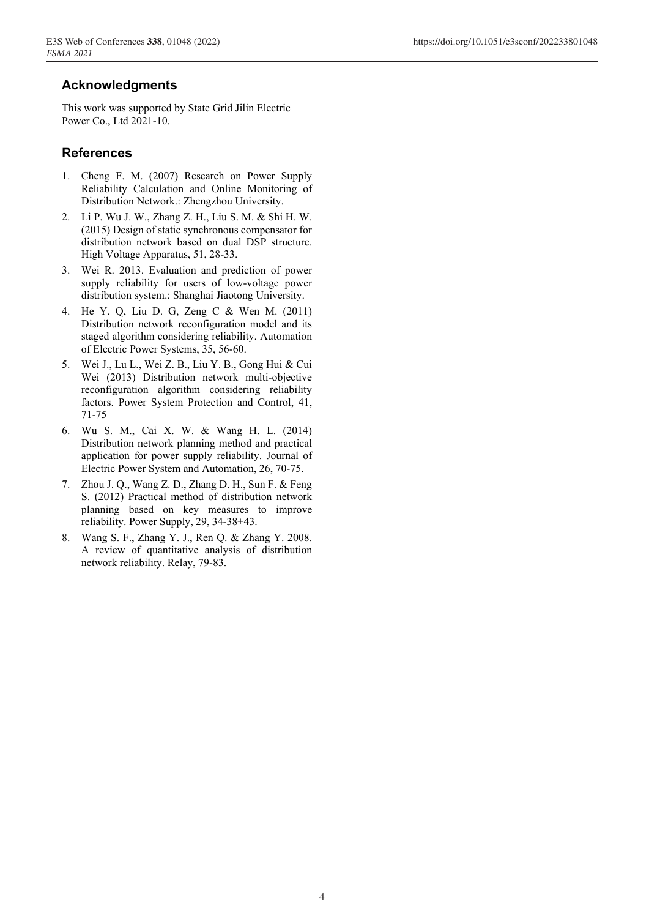## Acknowledgments

This work was supported by State Grid Jilin Electric Power Co., Ltd 2021-10.

## References

1. Cheng F. M. (2007) Research on Power Supply Reliability Calculation and Online Monitoring of Distribution Network.: Zhengzhou University.
2. Li P. Wu J. W., Zhang Z. H., Liu S. M. & Shi H. W. (2015) Design of static synchronous compensator for distribution network based on dual DSP structure. High Voltage Apparatus, 51, 28-33.
3. Wei R. 2013. Evaluation and prediction of power supply reliability for users of low-voltage power distribution system.: Shanghai Jiaotong University.
4. He Y. Q, Liu D. G, Zeng C & Wen M. (2011) Distribution network reconfiguration model and its staged algorithm considering reliability. Automation of Electric Power Systems, 35, 56-60.
5. Wei J., Lu L., Wei Z. B., Liu Y. B., Gong Hui & Cui Wei (2013) Distribution network multi-objective reconfiguration algorithm considering reliability factors. Power System Protection and Control, 41, 71-75
6. Wu S. M., Cai X. W. & Wang H. L. (2014) Distribution network planning method and practical application for power supply reliability. Journal of Electric Power System and Automation, 26, 70-75.
7. Zhou J. Q., Wang Z. D., Zhang D. H., Sun F. & Feng S. (2012) Practical method of distribution network planning based on key measures to improve reliability. Power Supply, 29, 34-38+43.
8. Wang S. F., Zhang Y. J., Ren Q. & Zhang Y. 2008. A review of quantitative analysis of distribution network reliability. Relay, 79-83.